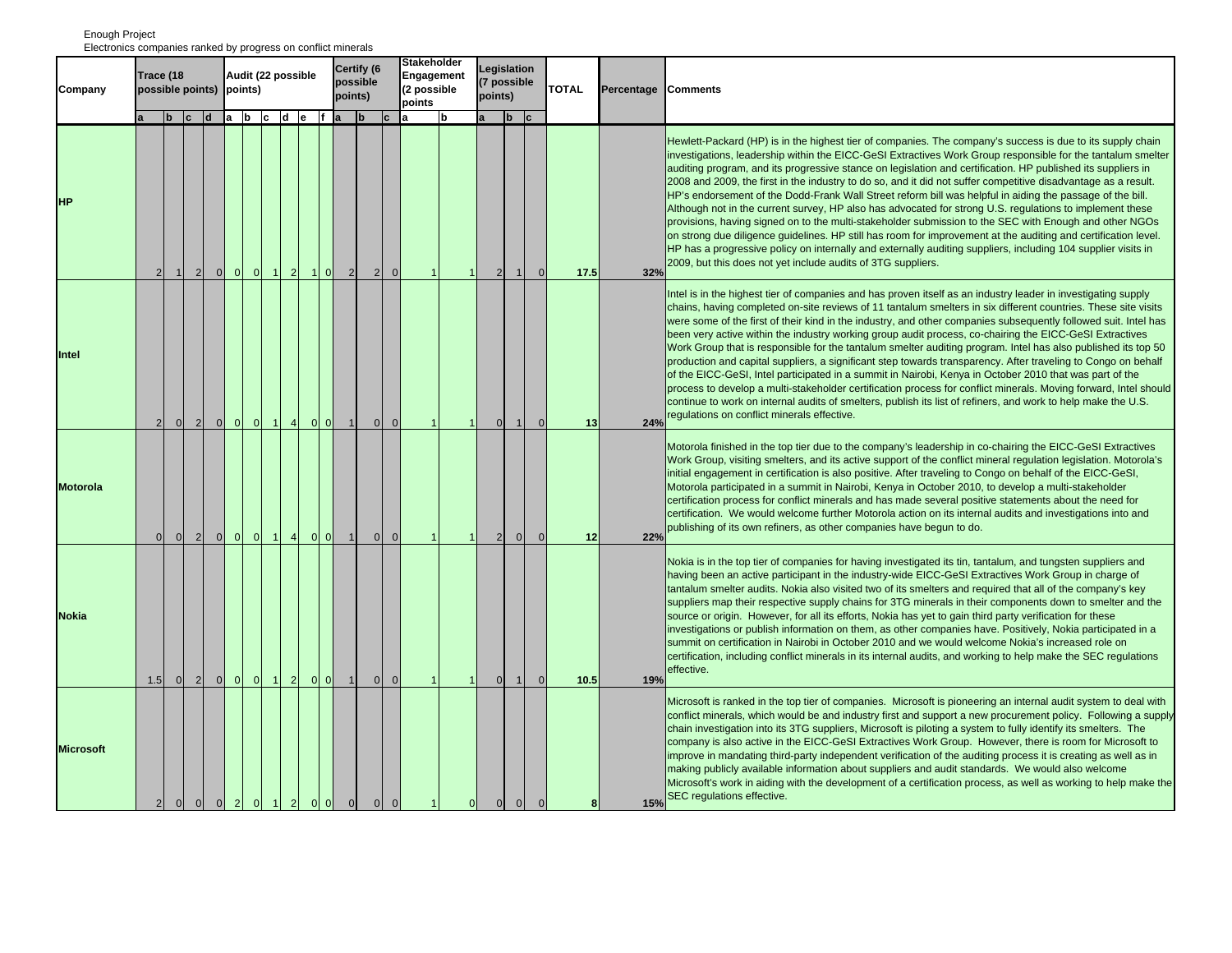Enough Project
Electronics companies ranked by progress on conflict minerals

| Company | Trace (18 possible points) | | | | Audit (22 possible points) | | | | | | Certify (6 possible points) | | | Stakeholder Engagement (2 possible points | | Legislation (7 possible points) | | | TOTAL | Percentage | Comments |
|---|---|---|---|---|---|---|---|---|---|---|---|---|---|---|---|---|---|---|---|---|---|
| | a | b | c | d | a | b | c | d | e | f | a | b | c | a | b | a | b | c | | | |
| **HP** | 2 | 1 | 2 | 0 | 0 | 0 | 1 | 2 | 1 | 0 | 2 | 2 | 0 | 1 | 1 | 2 | 1 | 0 | **17.5** | **32%** | Hewlett-Packard (HP) is in the highest tier of companies. The company's success is due to its supply chain investigations, leadership within the EICC-GeSI Extractives Work Group responsible for the tantalum smelter auditing program, and its progressive stance on legislation and certification. HP published its suppliers in 2008 and 2009, the first in the industry to do so, and it did not suffer competitive disadvantage as a result. HP's endorsement of the Dodd-Frank Wall Street reform bill was helpful in aiding the passage of the bill. Although not in the current survey, HP also has advocated for strong U.S. regulations to implement these provisions, having signed on to the multi-stakeholder submission to the SEC with Enough and other NGOs on strong due diligence guidelines. HP still has room for improvement at the auditing and certification level. HP has a progressive policy on internally and externally auditing suppliers, including 104 supplier visits in 2009, but this does not yet include audits of 3TG suppliers. |
| **Intel** | 2 | 0 | 2 | 0 | 0 | 0 | 1 | 4 | 0 | 0 | 1 | 0 | 0 | 1 | 1 | 0 | 1 | 0 | **13** | **24%** | Intel is in the highest tier of companies and has proven itself as an industry leader in investigating supply chains, having completed on-site reviews of 11 tantalum smelters in six different countries. These site visits were some of the first of their kind in the industry, and other companies subsequently followed suit. Intel has been very active within the industry working group audit process, co-chairing the EICC-GeSI Extractives Work Group that is responsible for the tantalum smelter auditing program. Intel has also published its top 50 production and capital suppliers, a significant step towards transparency. After traveling to Congo on behalf of the EICC-GeSI, Intel participated in a summit in Nairobi, Kenya in October 2010 that was part of the process to develop a multi-stakeholder certification process for conflict minerals. Moving forward, Intel should continue to work on internal audits of smelters, publish its list of refiners, and work to help make the U.S. regulations on conflict minerals effective. |
| **Motorola** | 0 | 0 | 2 | 0 | 0 | 0 | 1 | 4 | 0 | 0 | 1 | 0 | 0 | 1 | 1 | 2 | 0 | 0 | **12** | **22%** | Motorola finished in the top tier due to the company's leadership in co-chairing the EICC-GeSI Extractives Work Group, visiting smelters, and its active support of the conflict mineral regulation legislation. Motorola's initial engagement in certification is also positive. After traveling to Congo on behalf of the EICC-GeSI, Motorola participated in a summit in Nairobi, Kenya in October 2010, to develop a multi-stakeholder certification process for conflict minerals and has made several positive statements about the need for certification. We would welcome further Motorola action on its internal audits and investigations into and publishing of its own refiners, as other companies have begun to do. |
| **Nokia** | 1.5 | 0 | 2 | 0 | 0 | 0 | 1 | 2 | 0 | 0 | 1 | 0 | 0 | 1 | 1 | 0 | 1 | 0 | **10.5** | **19%** | Nokia is in the top tier of companies for having investigated its tin, tantalum, and tungsten suppliers and having been an active participant in the industry-wide EICC-GeSI Extractives Work Group in charge of tantalum smelter audits. Nokia also visited two of its smelters and required that all of the company's key suppliers map their respective supply chains for 3TG minerals in their components down to smelter and the source or origin. However, for all its efforts, Nokia has yet to gain third party verification for these investigations or publish information on them, as other companies have. Positively, Nokia participated in a summit on certification in Nairobi in October 2010 and we would welcome Nokia's increased role on certification, including conflict minerals in its internal audits, and working to help make the SEC regulations effective. |
| **Microsoft** | 2 | 0 | 0 | 0 | 2 | 0 | 1 | 2 | 0 | 0 | 0 | 0 | 0 | 1 | 0 | 0 | 0 | 0 | **8** | **15%** | Microsoft is ranked in the top tier of companies. Microsoft is pioneering an internal audit system to deal with conflict minerals, which would be and industry first and support a new procurement policy. Following a supply chain investigation into its 3TG suppliers, Microsoft is piloting a system to fully identify its smelters. The company is also active in the EICC-GeSI Extractives Work Group. However, there is room for Microsoft to improve in mandating third-party independent verification of the auditing process it is creating as well as in making publicly available information about suppliers and audit standards. We would also welcome Microsoft's work in aiding with the development of a certification process, as well as working to help make the SEC regulations effective. |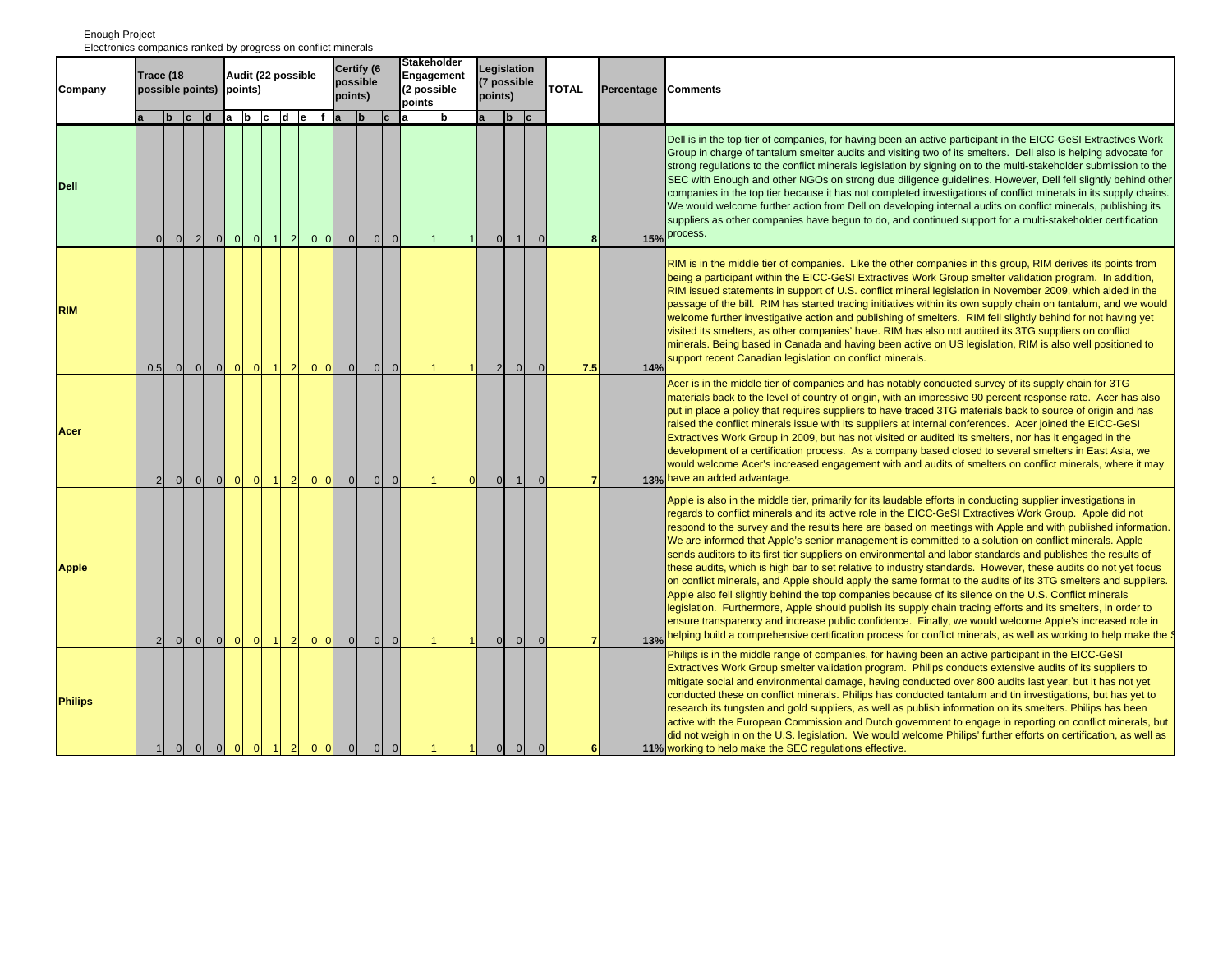Enough Project
Electronics companies ranked by progress on conflict minerals

| Company | Trace (18 possible points) | | | | Audit (22 possible points) | | | | | | Certify (6 possible points) | | | Stakeholder Engagement (2 possible points | | Legislation (7 possible points) | | | TOTAL | Percentage | Comments |
|---|---|---|---|---|---|---|---|---|---|---|---|---|---|---|---|---|---|---|---|---|---|
| | a | b | c | d | a | b | c | d | e | f | a | b | c | a | b | a | b | c | | | |
| **Dell** | 0 | 0 | 2 | 0 | 0 | 0 | 1 | 2 | 0 | 0 | 0 | 0 | 0 | 1 | 1 | 0 | 1 | 0 | 8 | 15% | Dell is in the top tier of companies, for having been an active participant in the EICC-GeSI Extractives Work Group in charge of tantalum smelter audits and visiting two of its smelters. Dell also is helping advocate for strong regulations to the conflict minerals legislation by signing on to the multi-stakeholder submission to the SEC with Enough and other NGOs on strong due diligence guidelines. However, Dell fell slightly behind other companies in the top tier because it has not completed investigations of conflict minerals in its supply chains. We would welcome further action from Dell on developing internal audits on conflict minerals, publishing its suppliers as other companies have begun to do, and continued support for a multi-stakeholder certification process. |
| **RIM** | 0.5 | 0 | 0 | 0 | 0 | 0 | 1 | 2 | 0 | 0 | 0 | 0 | 0 | 1 | 1 | 2 | 0 | 0 | 7.5 | 14% | RIM is in the middle tier of companies. Like the other companies in this group, RIM derives its points from being a participant within the EICC-GeSI Extractives Work Group smelter validation program. In addition, RIM issued statements in support of U.S. conflict mineral legislation in November 2009, which aided in the passage of the bill. RIM has started tracing initiatives within its own supply chain on tantalum, and we would welcome further investigative action and publishing of smelters. RIM fell slightly behind for not having yet visited its smelters, as other companies' have. RIM has also not audited its 3TG suppliers on conflict minerals. Being based in Canada and having been active on US legislation, RIM is also well positioned to support recent Canadian legislation on conflict minerals. |
| **Acer** | 2 | 0 | 0 | 0 | 0 | 0 | 1 | 2 | 0 | 0 | 0 | 0 | 0 | 1 | 0 | 0 | 1 | 0 | 7 | 13% | Acer is in the middle tier of companies and has notably conducted survey of its supply chain for 3TG materials back to the level of country of origin, with an impressive 90 percent response rate. Acer has also put in place a policy that requires suppliers to have traced 3TG materials back to source of origin and has raised the conflict minerals issue with its suppliers at internal conferences. Acer joined the EICC-GeSI Extractives Work Group in 2009, but has not visited or audited its smelters, nor has it engaged in the development of a certification process. As a company based closed to several smelters in East Asia, we would welcome Acer's increased engagement with and audits of smelters on conflict minerals, where it may have an added advantage. |
| **Apple** | 2 | 0 | 0 | 0 | 0 | 0 | 1 | 2 | 0 | 0 | 0 | 0 | 0 | 1 | 1 | 0 | 0 | 0 | 7 | 13% | Apple is also in the middle tier, primarily for its laudable efforts in conducting supplier investigations in regards to conflict minerals and its active role in the EICC-GeSI Extractives Work Group. Apple did not respond to the survey and the results here are based on meetings with Apple and with published information. We are informed that Apple's senior management is committed to a solution on conflict minerals. Apple sends auditors to its first tier suppliers on environmental and labor standards and publishes the results of these audits, which is high bar to set relative to industry standards. However, these audits do not yet focus on conflict minerals, and Apple should apply the same format to the audits of its 3TG smelters and suppliers. Apple also fell slightly behind the top companies because of its silence on the U.S. Conflict minerals legislation. Furthermore, Apple should publish its supply chain tracing efforts and its smelters, in order to ensure transparency and increase public confidence. Finally, we would welcome Apple's increased role in helping build a comprehensive certification process for conflict minerals, as well as working to help make the S |
| **Philips** | 1 | 0 | 0 | 0 | 0 | 0 | 1 | 2 | 0 | 0 | 0 | 0 | 0 | 1 | 1 | 0 | 0 | 0 | 6 | 11% | Philips is in the middle range of companies, for having been an active participant in the EICC-GeSI Extractives Work Group smelter validation program. Philips conducts extensive audits of its suppliers to mitigate social and environmental damage, having conducted over 800 audits last year, but it has not yet conducted these on conflict minerals. Philips has conducted tantalum and tin investigations, but has yet to research its tungsten and gold suppliers, as well as publish information on its smelters. Philips has been active with the European Commission and Dutch government to engage in reporting on conflict minerals, but did not weigh in on the U.S. legislation. We would welcome Philips' further efforts on certification, as well as working to help make the SEC regulations effective. |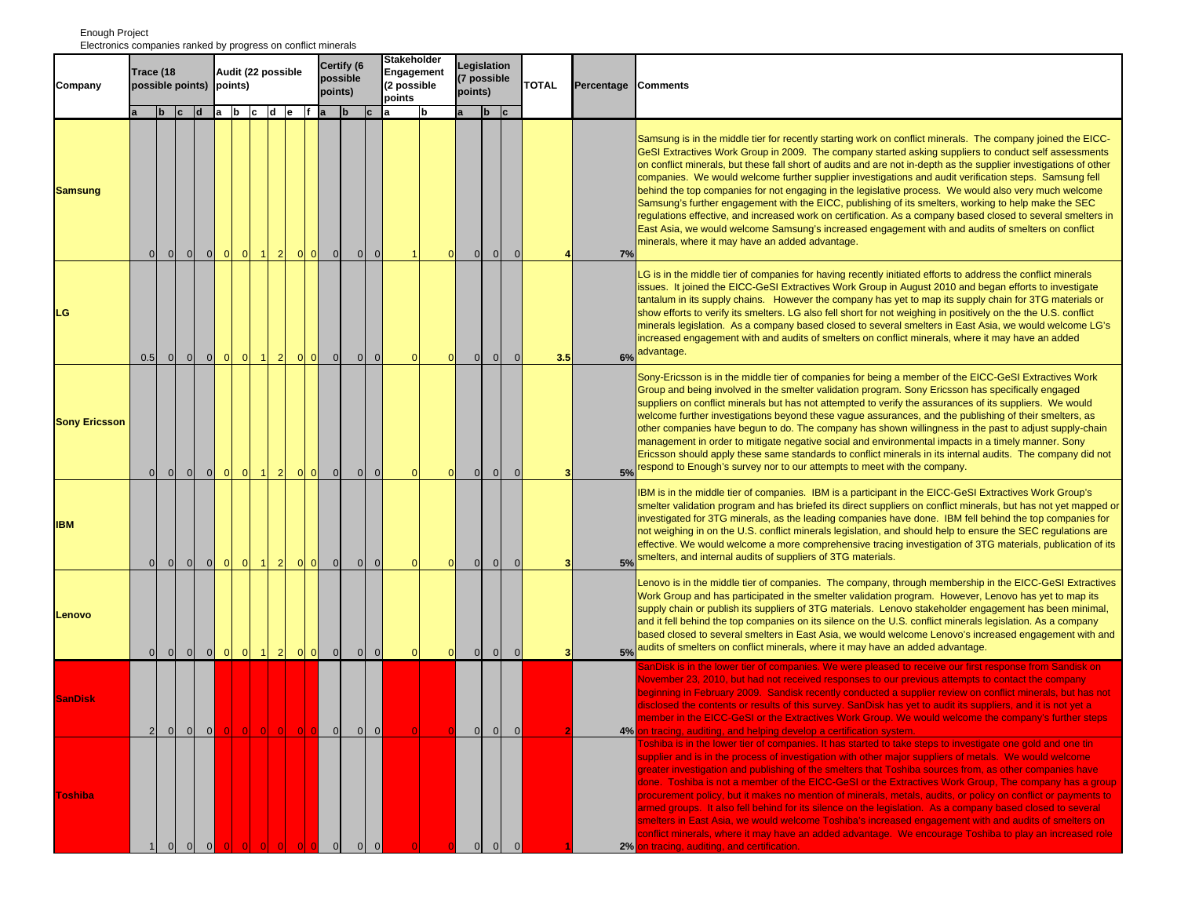Enough Project
Electronics companies ranked by progress on conflict minerals

| Company | Trace (18 possible points) | | | | Audit (22 possible points) | | | | | | Certify (6 possible points) | | | Stakeholder Engagement (2 possible points | | Legislation (7 possible points) | | | TOTAL | Percentage | Comments |
|---|---|---|---|---|---|---|---|---|---|---|---|---|---|---|---|---|---|---|---|---|---|
| | a | b | c | d | a | b | c | d | e | f | a | b | c | a | b | a | b | c | | | |
| **Samsung** | 0 | 0 | 0 | 0 | 0 | 0 | 1 | 2 | 0 | 0 | 0 | 0 | 0 | 1 | 0 | 0 | 0 | 0 | 4 | 7% | Samsung is in the middle tier for recently starting work on conflict minerals. The company joined the EICC-GeSI Extractives Work Group in 2009. The company started asking suppliers to conduct self assessments on conflict minerals, but these fall short of audits and are not in-depth as the supplier investigations of other companies. We would welcome further supplier investigations and audit verification steps. Samsung fell behind the top companies for not engaging in the legislative process. We would also very much welcome Samsung's further engagement with the EICC, publishing of its smelters, working to help make the SEC regulations effective, and increased work on certification. As a company based closed to several smelters in East Asia, we would welcome Samsung's increased engagement with and audits of smelters on conflict minerals, where it may have an added advantage. |
| **LG** | 0.5 | 0 | 0 | 0 | 0 | 0 | 1 | 2 | 0 | 0 | 0 | 0 | 0 | 0 | 0 | 0 | 0 | 0 | 3.5 | 6% | LG is in the middle tier of companies for having recently initiated efforts to address the conflict minerals issues. It joined the EICC-GeSI Extractives Work Group in August 2010 and began efforts to investigate tantalum in its supply chains. However the company has yet to map its supply chain for 3TG materials or show efforts to verify its smelters. LG also fell short for not weighing in positively on the the U.S. conflict minerals legislation. As a company based closed to several smelters in East Asia, we would welcome LG's increased engagement with and audits of smelters on conflict minerals, where it may have an added advantage. |
| **Sony Ericsson** | 0 | 0 | 0 | 0 | 0 | 0 | 1 | 2 | 0 | 0 | 0 | 0 | 0 | 0 | 0 | 0 | 0 | 0 | 3 | 5% | Sony-Ericsson is in the middle tier of companies for being a member of the EICC-GeSI Extractives Work Group and being involved in the smelter validation program. Sony Ericsson has specifically engaged suppliers on conflict minerals but has not attempted to verify the assurances of its suppliers. We would welcome further investigations beyond these vague assurances, and the publishing of their smelters, as other companies have begun to do. The company has shown willingness in the past to adjust supply-chain management in order to mitigate negative social and environmental impacts in a timely manner. Sony Ericsson should apply these same standards to conflict minerals in its internal audits. The company did not respond to Enough's survey nor to our attempts to meet with the company. |
| **IBM** | 0 | 0 | 0 | 0 | 0 | 0 | 1 | 2 | 0 | 0 | 0 | 0 | 0 | 0 | 0 | 0 | 0 | 0 | 3 | 5% | IBM is in the middle tier of companies. IBM is a participant in the EICC-GeSI Extractives Work Group's smelter validation program and has briefed its direct suppliers on conflict minerals, but has not yet mapped or investigated for 3TG minerals, as the leading companies have done. IBM fell behind the top companies for not weighing in on the U.S. conflict minerals legislation, and should help to ensure the SEC regulations are effective. We would welcome a more comprehensive tracing investigation of 3TG materials, publication of its smelters, and internal audits of suppliers of 3TG materials. |
| **Lenovo** | 0 | 0 | 0 | 0 | 0 | 0 | 1 | 2 | 0 | 0 | 0 | 0 | 0 | 0 | 0 | 0 | 0 | 0 | 3 | 5% | Lenovo is in the middle tier of companies. The company, through membership in the EICC-GeSI Extractives Work Group and has participated in the smelter validation program. However, Lenovo has yet to map its supply chain or publish its suppliers of 3TG materials. Lenovo stakeholder engagement has been minimal, and it fell behind the top companies on its silence on the U.S. conflict minerals legislation. As a company based closed to several smelters in East Asia, we would welcome Lenovo's increased engagement with and audits of smelters on conflict minerals, where it may have an added advantage. |
| **SanDisk** | 2 | 0 | 0 | 0 | 0 | 0 | 0 | 0 | 0 | 0 | 0 | 0 | 0 | 0 | 0 | 0 | 0 | 0 | 2 | 4% | SanDisk is in the lower tier of companies. We were pleased to receive our first response from Sandisk on November 23, 2010, but had not received responses to our previous attempts to contact the company beginning in February 2009. Sandisk recently conducted a supplier review on conflict minerals, but has not disclosed the contents or results of this survey. SanDisk has yet to audit its suppliers, and it is not yet a member in the EICC-GeSI or the Extractives Work Group. We would welcome the company's further steps on tracing, auditing, and helping develop a certification system. |
| **Toshiba** | 1 | 0 | 0 | 0 | 0 | 0 | 0 | 0 | 0 | 0 | 0 | 0 | 0 | 0 | 0 | 0 | 0 | 0 | 1 | 2% | Toshiba is in the lower tier of companies. It has started to take steps to investigate one gold and one tin supplier and is in the process of investigation with other major suppliers of metals. We would welcome greater investigation and publishing of the smelters that Toshiba sources from, as other companies have done. Toshiba is not a member of the EICC-GeSI or the Extractives Work Group. The company has a group procurement policy, but it makes no mention of minerals, metals, audits, or policy on conflict or payments to armed groups. It also fell behind for its silence on the legislation. As a company based closed to several smelters in East Asia, we would welcome Toshiba's increased engagement with and audits of smelters on conflict minerals, where it may have an added advantage. We encourage Toshiba to play an increased role on tracing, auditing, and certification. |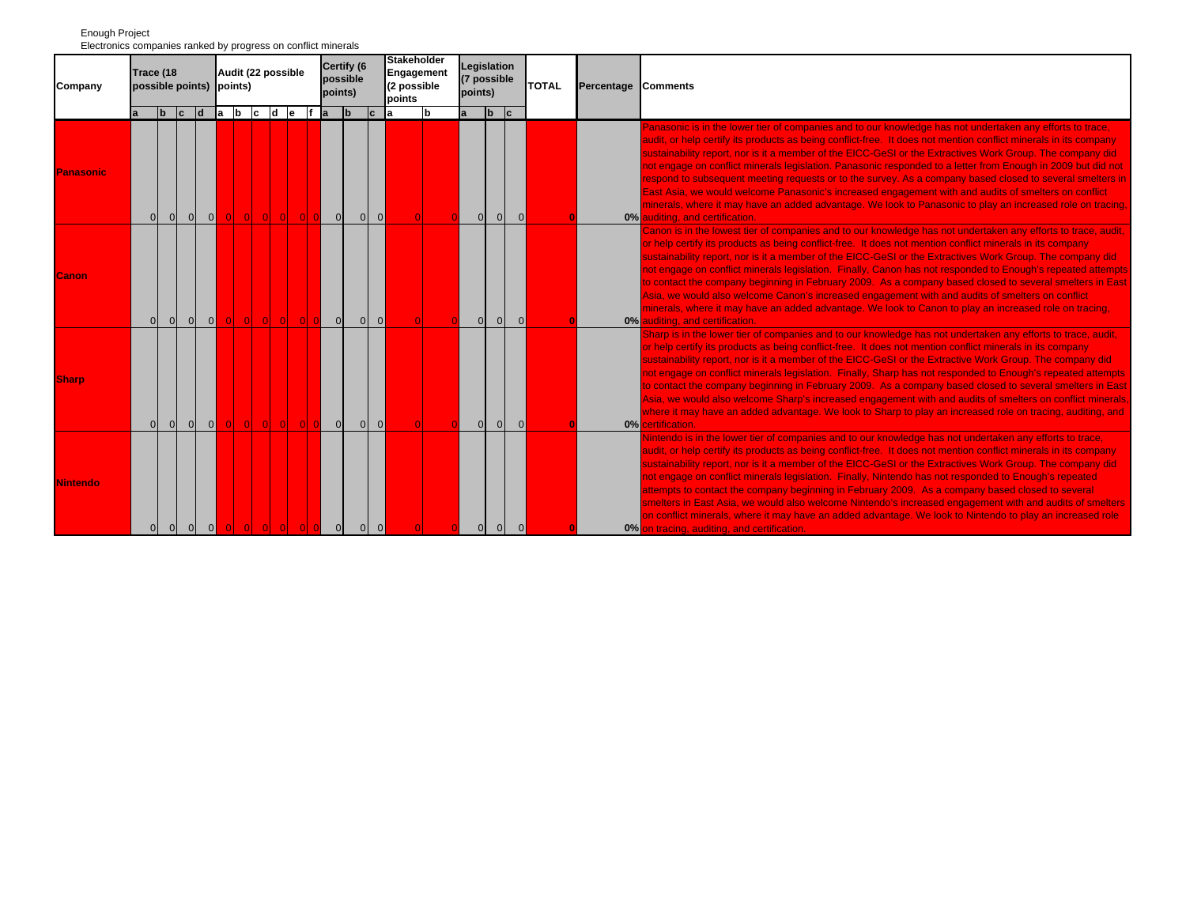Enough Project

Electronics companies ranked by progress on conflict minerals

| Company | Trace (18 possible points) | | | | Audit (22 possible points) | | | | | | Certify (6 possible points) | | | Stakeholder Engagement (2 possible points | | Legislation (7 possible points) | | | TOTAL | Percentage | Comments |
|---|---|---|---|---|---|---|---|---|---|---|---|---|---|---|---|---|---|---|---|---|---|
| | a | b | c | d | a | b | c | d | e | f | a | b | c | a | b | a | b | c | | | |
| Panasonic | 0 | 0 | 0 | 0 | 0 | 0 | 0 | 0 | 0 | 0 | 0 | 0 | 0 | 0 | 0 | 0 | 0 | 0 | 0 | 0% | Panasonic is in the lower tier of companies and to our knowledge has not undertaken any efforts to trace, audit, or help certify its products as being conflict-free. It does not mention conflict minerals in its company sustainability report, nor is it a member of the EICC-GeSI or the Extractives Work Group. The company did not engage on conflict minerals legislation. Panasonic responded to a letter from Enough in 2009 but did not respond to subsequent meeting requests or to the survey. As a company based closed to several smelters in East Asia, we would welcome Panasonic's increased engagement with and audits of smelters on conflict minerals, where it may have an added advantage. We look to Panasonic to play an increased role on tracing, auditing, and certification. |
| Canon | 0 | 0 | 0 | 0 | 0 | 0 | 0 | 0 | 0 | 0 | 0 | 0 | 0 | 0 | 0 | 0 | 0 | 0 | 0 | 0% | Canon is in the lowest tier of companies and to our knowledge has not undertaken any efforts to trace, audit, or help certify its products as being conflict-free. It does not mention conflict minerals in its company sustainability report, nor is it a member of the EICC-GeSI or the Extractives Work Group. The company did not engage on conflict minerals legislation. Finally, Canon has not responded to Enough's repeated attempts to contact the company beginning in February 2009. As a company based closed to several smelters in East Asia, we would also welcome Canon's increased engagement with and audits of smelters on conflict minerals, where it may have an added advantage. We look to Canon to play an increased role on tracing, auditing, and certification. |
| Sharp | 0 | 0 | 0 | 0 | 0 | 0 | 0 | 0 | 0 | 0 | 0 | 0 | 0 | 0 | 0 | 0 | 0 | 0 | 0 | 0% | Sharp is in the lower tier of companies and to our knowledge has not undertaken any efforts to trace, audit, or help certify its products as being conflict-free. It does not mention conflict minerals in its company sustainability report, nor is it a member of the EICC-GeSI or the Extractive Work Group. The company did not engage on conflict minerals legislation. Finally, Sharp has not responded to Enough's repeated attempts to contact the company beginning in February 2009. As a company based closed to several smelters in East Asia, we would also welcome Sharp's increased engagement with and audits of smelters on conflict minerals, where it may have an added advantage. We look to Sharp to play an increased role on tracing, auditing, and certification. |
| Nintendo | 0 | 0 | 0 | 0 | 0 | 0 | 0 | 0 | 0 | 0 | 0 | 0 | 0 | 0 | 0 | 0 | 0 | 0 | 0 | 0% | Nintendo is in the lower tier of companies and to our knowledge has not undertaken any efforts to trace, audit, or help certify its products as being conflict-free. It does not mention conflict minerals in its company sustainability report, nor is it a member of the EICC-GeSI or the Extractives Work Group. The company did not engage on conflict minerals legislation. Finally, Nintendo has not responded to Enough's repeated attempts to contact the company beginning in February 2009. As a company based closed to several smelters in East Asia, we would also welcome Nintendo's increased engagement with and audits of smelters on conflict minerals, where it may have an added advantage. We look to Nintendo to play an increased role on tracing, auditing, and certification. |